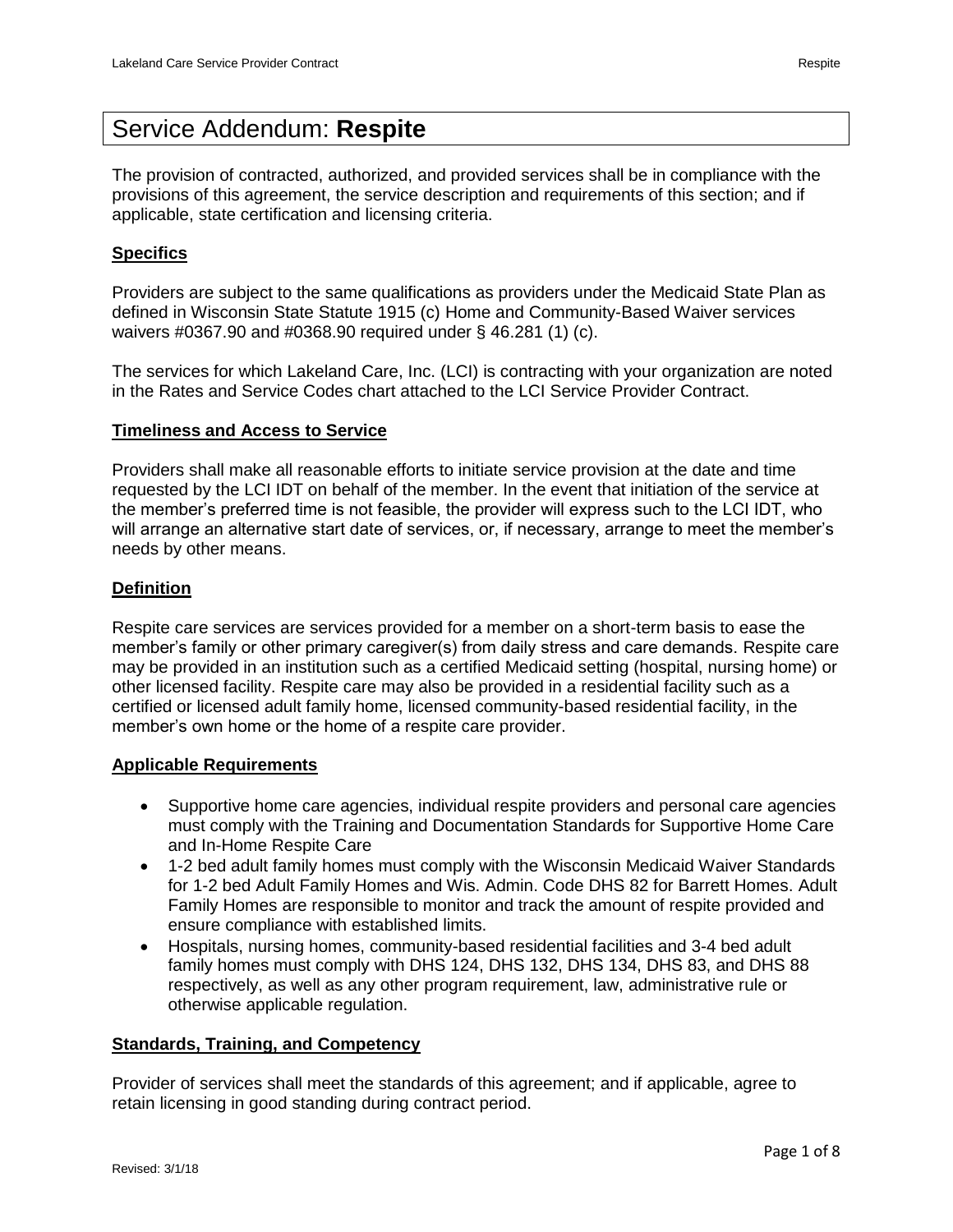# Service Addendum: **Respite**

The provision of contracted, authorized, and provided services shall be in compliance with the provisions of this agreement, the service description and requirements of this section; and if applicable, state certification and licensing criteria.

## Specifics

Providers are subject to the same qualifications as providers under the Medicaid State Plan as defined in Wisconsin State Statute 1915 (c) Home and Community-Based Waiver services waivers #0367.90 and #0368.90 required under § 46.281 (1) (c).

The services for which Lakeland Care, Inc. (LCI) is contracting with your organization are noted in the Rates and Service Codes chart attached to the LCI Service Provider Contract.

## Timeliness and Access to Service

Providers shall make all reasonable efforts to initiate service provision at the date and time requested by the LCI IDT on behalf of the member. In the event that initiation of the service at the member's preferred time is not feasible, the provider will express such to the LCI IDT, who will arrange an alternative start date of services, or, if necessary, arrange to meet the member's needs by other means.

## Definition

Respite care services are services provided for a member on a short-term basis to ease the member's family or other primary caregiver(s) from daily stress and care demands. Respite care may be provided in an institution such as a certified Medicaid setting (hospital, nursing home) or other licensed facility. Respite care may also be provided in a residential facility such as a certified or licensed adult family home, licensed community-based residential facility, in the member's own home or the home of a respite care provider.

## Applicable Requirements

- Supportive home care agencies, individual respite providers and personal care agencies must comply with the Training and Documentation Standards for Supportive Home Care and In-Home Respite Care
- 1-2 bed adult family homes must comply with the Wisconsin Medicaid Waiver Standards for 1-2 bed Adult Family Homes and Wis. Admin. Code DHS 82 for Barrett Homes. Adult Family Homes are responsible to monitor and track the amount of respite provided and ensure compliance with established limits.
- Hospitals, nursing homes, community-based residential facilities and 3-4 bed adult family homes must comply with DHS 124, DHS 132, DHS 134, DHS 83, and DHS 88 respectively, as well as any other program requirement, law, administrative rule or otherwise applicable regulation.

## Standards, Training, and Competency

Provider of services shall meet the standards of this agreement; and if applicable, agree to retain licensing in good standing during contract period.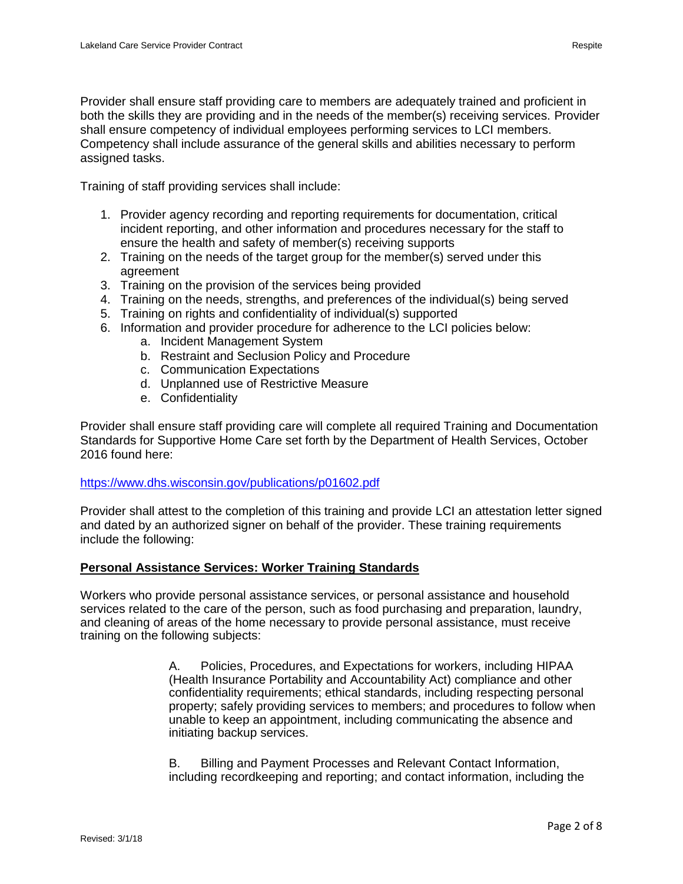Provider shall ensure staff providing care to members are adequately trained and proficient in both the skills they are providing and in the needs of the member(s) receiving services. Provider shall ensure competency of individual employees performing services to LCI members. Competency shall include assurance of the general skills and abilities necessary to perform assigned tasks.

Training of staff providing services shall include:

1. Provider agency recording and reporting requirements for documentation, critical incident reporting, and other information and procedures necessary for the staff to ensure the health and safety of member(s) receiving supports
2. Training on the needs of the target group for the member(s) served under this agreement
3. Training on the provision of the services being provided
4. Training on the needs, strengths, and preferences of the individual(s) being served
5. Training on rights and confidentiality of individual(s) supported
6. Information and provider procedure for adherence to the LCI policies below:
   a. Incident Management System
   b. Restraint and Seclusion Policy and Procedure
   c. Communication Expectations
   d. Unplanned use of Restrictive Measure
   e. Confidentiality

Provider shall ensure staff providing care will complete all required Training and Documentation Standards for Supportive Home Care set forth by the Department of Health Services, October 2016 found here:

https://www.dhs.wisconsin.gov/publications/p01602.pdf

Provider shall attest to the completion of this training and provide LCI an attestation letter signed and dated by an authorized signer on behalf of the provider. These training requirements include the following:

**Personal Assistance Services: Worker Training Standards**

Workers who provide personal assistance services, or personal assistance and household services related to the care of the person, such as food purchasing and preparation, laundry, and cleaning of areas of the home necessary to provide personal assistance, must receive training on the following subjects:

A. Policies, Procedures, and Expectations for workers, including HIPAA (Health Insurance Portability and Accountability Act) compliance and other confidentiality requirements; ethical standards, including respecting personal property; safely providing services to members; and procedures to follow when unable to keep an appointment, including communicating the absence and initiating backup services.

B. Billing and Payment Processes and Relevant Contact Information, including recordkeeping and reporting; and contact information, including the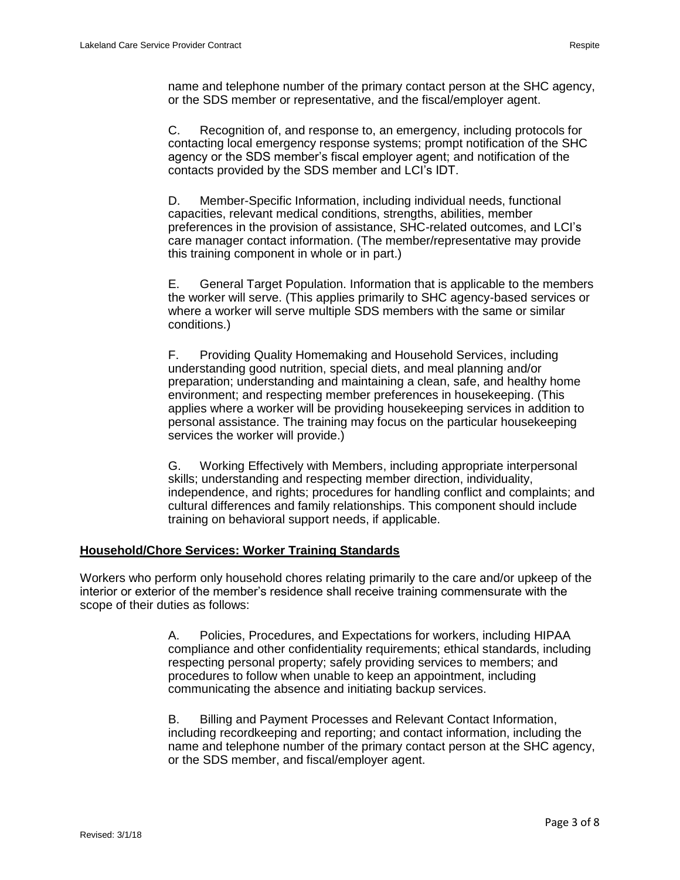name and telephone number of the primary contact person at the SHC agency, or the SDS member or representative, and the fiscal/employer agent.

C. Recognition of, and response to, an emergency, including protocols for contacting local emergency response systems; prompt notification of the SHC agency or the SDS member's fiscal employer agent; and notification of the contacts provided by the SDS member and LCI's IDT.

D. Member-Specific Information, including individual needs, functional capacities, relevant medical conditions, strengths, abilities, member preferences in the provision of assistance, SHC-related outcomes, and LCI's care manager contact information. (The member/representative may provide this training component in whole or in part.)

E. General Target Population. Information that is applicable to the members the worker will serve. (This applies primarily to SHC agency-based services or where a worker will serve multiple SDS members with the same or similar conditions.)

F. Providing Quality Homemaking and Household Services, including understanding good nutrition, special diets, and meal planning and/or preparation; understanding and maintaining a clean, safe, and healthy home environment; and respecting member preferences in housekeeping. (This applies where a worker will be providing housekeeping services in addition to personal assistance. The training may focus on the particular housekeeping services the worker will provide.)

G. Working Effectively with Members, including appropriate interpersonal skills; understanding and respecting member direction, individuality, independence, and rights; procedures for handling conflict and complaints; and cultural differences and family relationships. This component should include training on behavioral support needs, if applicable.

## Household/Chore Services: Worker Training Standards

Workers who perform only household chores relating primarily to the care and/or upkeep of the interior or exterior of the member's residence shall receive training commensurate with the scope of their duties as follows:

A. Policies, Procedures, and Expectations for workers, including HIPAA compliance and other confidentiality requirements; ethical standards, including respecting personal property; safely providing services to members; and procedures to follow when unable to keep an appointment, including communicating the absence and initiating backup services.

B. Billing and Payment Processes and Relevant Contact Information, including recordkeeping and reporting; and contact information, including the name and telephone number of the primary contact person at the SHC agency, or the SDS member, and fiscal/employer agent.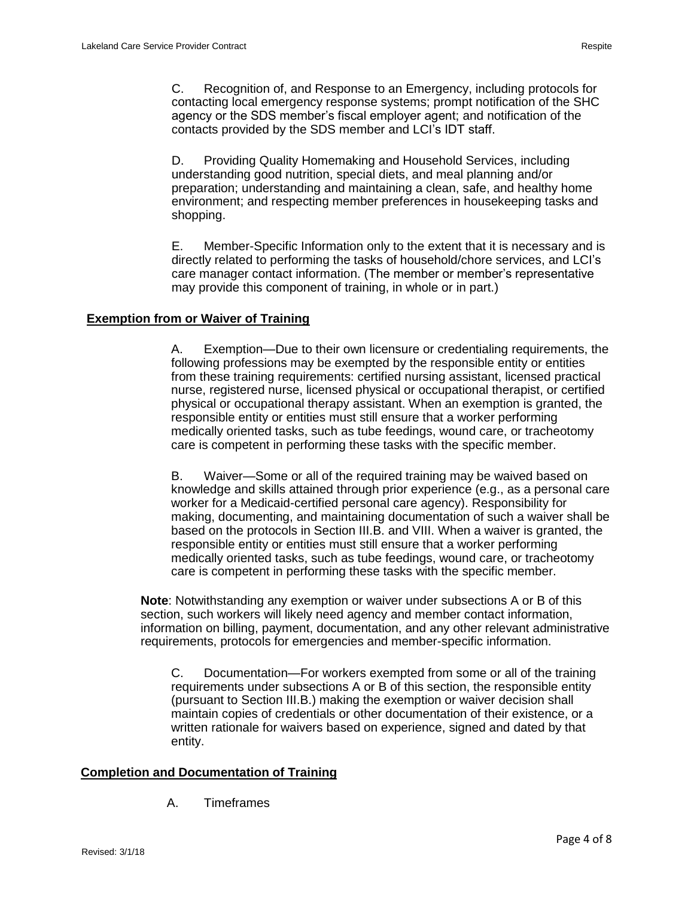C. Recognition of, and Response to an Emergency, including protocols for contacting local emergency response systems; prompt notification of the SHC agency or the SDS member's fiscal employer agent; and notification of the contacts provided by the SDS member and LCI's IDT staff.

D. Providing Quality Homemaking and Household Services, including understanding good nutrition, special diets, and meal planning and/or preparation; understanding and maintaining a clean, safe, and healthy home environment; and respecting member preferences in housekeeping tasks and shopping.

E. Member-Specific Information only to the extent that it is necessary and is directly related to performing the tasks of household/chore services, and LCI's care manager contact information. (The member or member's representative may provide this component of training, in whole or in part.)

## Exemption from or Waiver of Training

A. Exemption—Due to their own licensure or credentialing requirements, the following professions may be exempted by the responsible entity or entities from these training requirements: certified nursing assistant, licensed practical nurse, registered nurse, licensed physical or occupational therapist, or certified physical or occupational therapy assistant. When an exemption is granted, the responsible entity or entities must still ensure that a worker performing medically oriented tasks, such as tube feedings, wound care, or tracheotomy care is competent in performing these tasks with the specific member.

B. Waiver—Some or all of the required training may be waived based on knowledge and skills attained through prior experience (e.g., as a personal care worker for a Medicaid-certified personal care agency). Responsibility for making, documenting, and maintaining documentation of such a waiver shall be based on the protocols in Section III.B. and VIII. When a waiver is granted, the responsible entity or entities must still ensure that a worker performing medically oriented tasks, such as tube feedings, wound care, or tracheotomy care is competent in performing these tasks with the specific member.

**Note**: Notwithstanding any exemption or waiver under subsections A or B of this section, such workers will likely need agency and member contact information, information on billing, payment, documentation, and any other relevant administrative requirements, protocols for emergencies and member-specific information.

C. Documentation—For workers exempted from some or all of the training requirements under subsections A or B of this section, the responsible entity (pursuant to Section III.B.) making the exemption or waiver decision shall maintain copies of credentials or other documentation of their existence, or a written rationale for waivers based on experience, signed and dated by that entity.

## Completion and Documentation of Training

A. Timeframes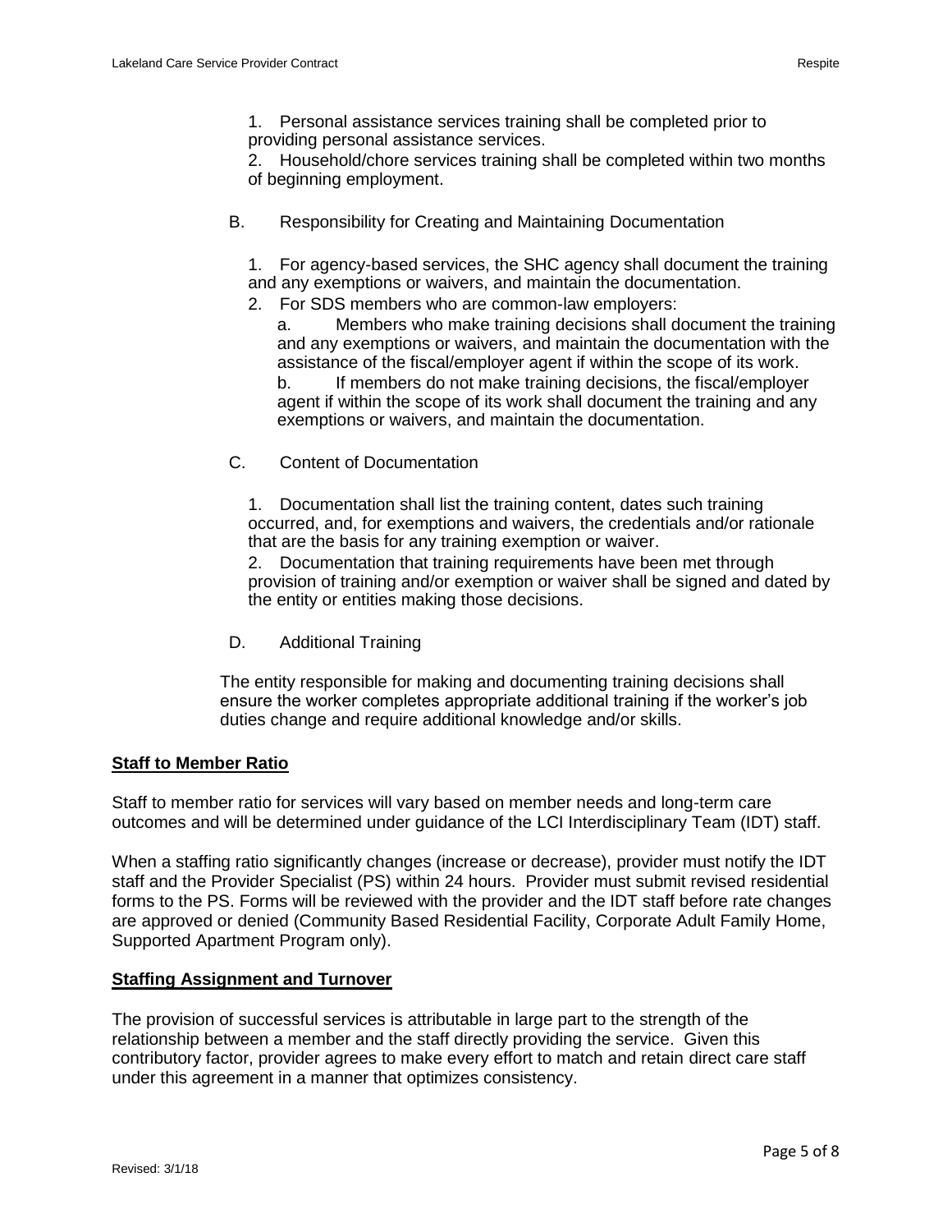1. Personal assistance services training shall be completed prior to providing personal assistance services.
2. Household/chore services training shall be completed within two months of beginning employment.

B. Responsibility for Creating and Maintaining Documentation

1. For agency-based services, the SHC agency shall document the training and any exemptions or waivers, and maintain the documentation.
2. For SDS members who are common-law employers:
   a. Members who make training decisions shall document the training and any exemptions or waivers, and maintain the documentation with the assistance of the fiscal/employer agent if within the scope of its work.
   b. If members do not make training decisions, the fiscal/employer agent if within the scope of its work shall document the training and any exemptions or waivers, and maintain the documentation.

C. Content of Documentation

1. Documentation shall list the training content, dates such training occurred, and, for exemptions and waivers, the credentials and/or rationale that are the basis for any training exemption or waiver.
2. Documentation that training requirements have been met through provision of training and/or exemption or waiver shall be signed and dated by the entity or entities making those decisions.

D. Additional Training

The entity responsible for making and documenting training decisions shall ensure the worker completes appropriate additional training if the worker's job duties change and require additional knowledge and/or skills.

**Staff to Member Ratio**

Staff to member ratio for services will vary based on member needs and long-term care outcomes and will be determined under guidance of the LCI Interdisciplinary Team (IDT) staff.

When a staffing ratio significantly changes (increase or decrease), provider must notify the IDT staff and the Provider Specialist (PS) within 24 hours. Provider must submit revised residential forms to the PS. Forms will be reviewed with the provider and the IDT staff before rate changes are approved or denied (Community Based Residential Facility, Corporate Adult Family Home, Supported Apartment Program only).

**Staffing Assignment and Turnover**

The provision of successful services is attributable in large part to the strength of the relationship between a member and the staff directly providing the service. Given this contributory factor, provider agrees to make every effort to match and retain direct care staff under this agreement in a manner that optimizes consistency.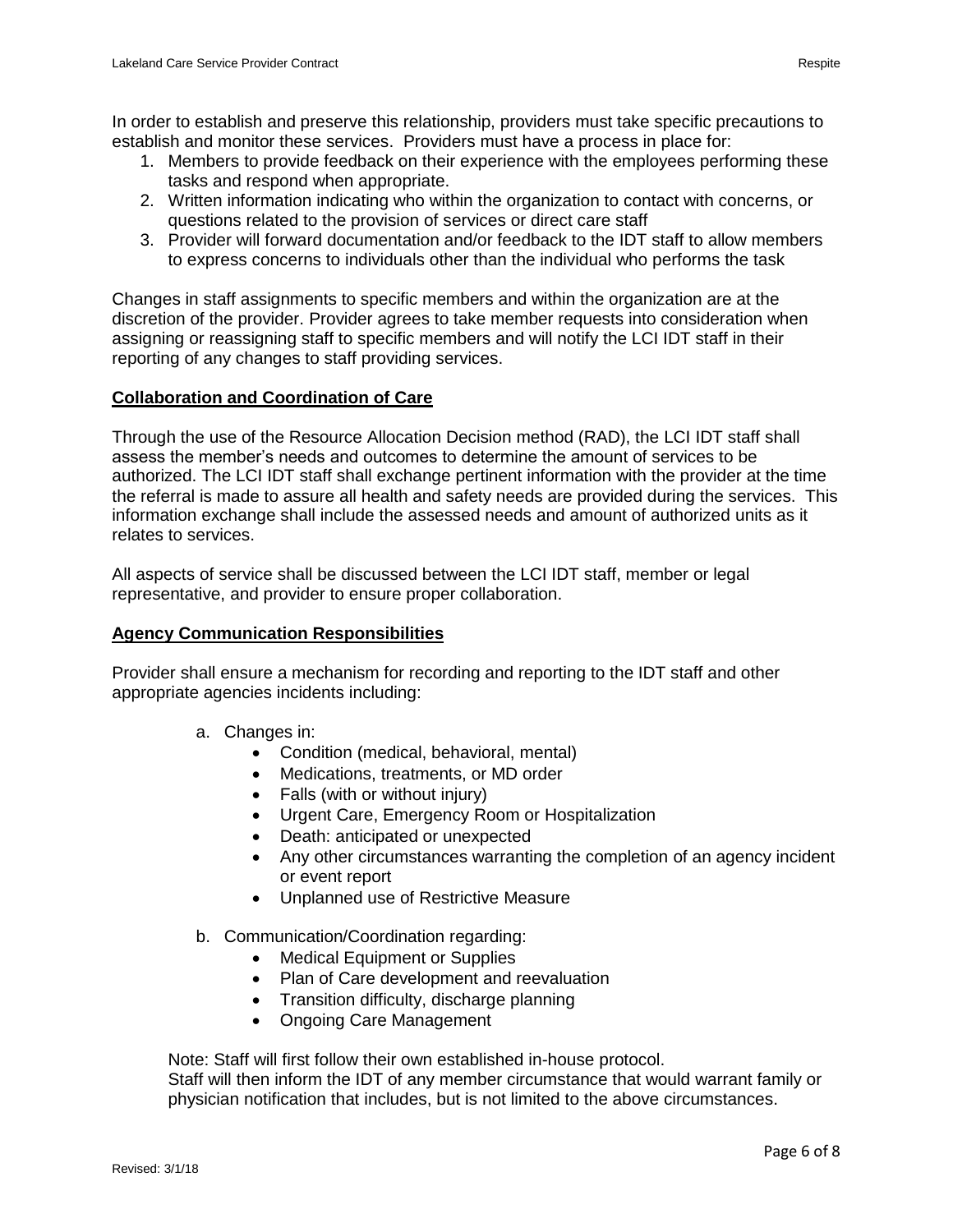In order to establish and preserve this relationship, providers must take specific precautions to establish and monitor these services. Providers must have a process in place for:

1. Members to provide feedback on their experience with the employees performing these tasks and respond when appropriate.
2. Written information indicating who within the organization to contact with concerns, or questions related to the provision of services or direct care staff
3. Provider will forward documentation and/or feedback to the IDT staff to allow members to express concerns to individuals other than the individual who performs the task

Changes in staff assignments to specific members and within the organization are at the discretion of the provider. Provider agrees to take member requests into consideration when assigning or reassigning staff to specific members and will notify the LCI IDT staff in their reporting of any changes to staff providing services.

**Collaboration and Coordination of Care**

Through the use of the Resource Allocation Decision method (RAD), the LCI IDT staff shall assess the member's needs and outcomes to determine the amount of services to be authorized. The LCI IDT staff shall exchange pertinent information with the provider at the time the referral is made to assure all health and safety needs are provided during the services. This information exchange shall include the assessed needs and amount of authorized units as it relates to services.

All aspects of service shall be discussed between the LCI IDT staff, member or legal representative, and provider to ensure proper collaboration.

**Agency Communication Responsibilities**

Provider shall ensure a mechanism for recording and reporting to the IDT staff and other appropriate agencies incidents including:

a. Changes in:
   - Condition (medical, behavioral, mental)
   - Medications, treatments, or MD order
   - Falls (with or without injury)
   - Urgent Care, Emergency Room or Hospitalization
   - Death: anticipated or unexpected
   - Any other circumstances warranting the completion of an agency incident or event report
   - Unplanned use of Restrictive Measure

b. Communication/Coordination regarding:
   - Medical Equipment or Supplies
   - Plan of Care development and reevaluation
   - Transition difficulty, discharge planning
   - Ongoing Care Management

Note: Staff will first follow their own established in-house protocol.
Staff will then inform the IDT of any member circumstance that would warrant family or physician notification that includes, but is not limited to the above circumstances.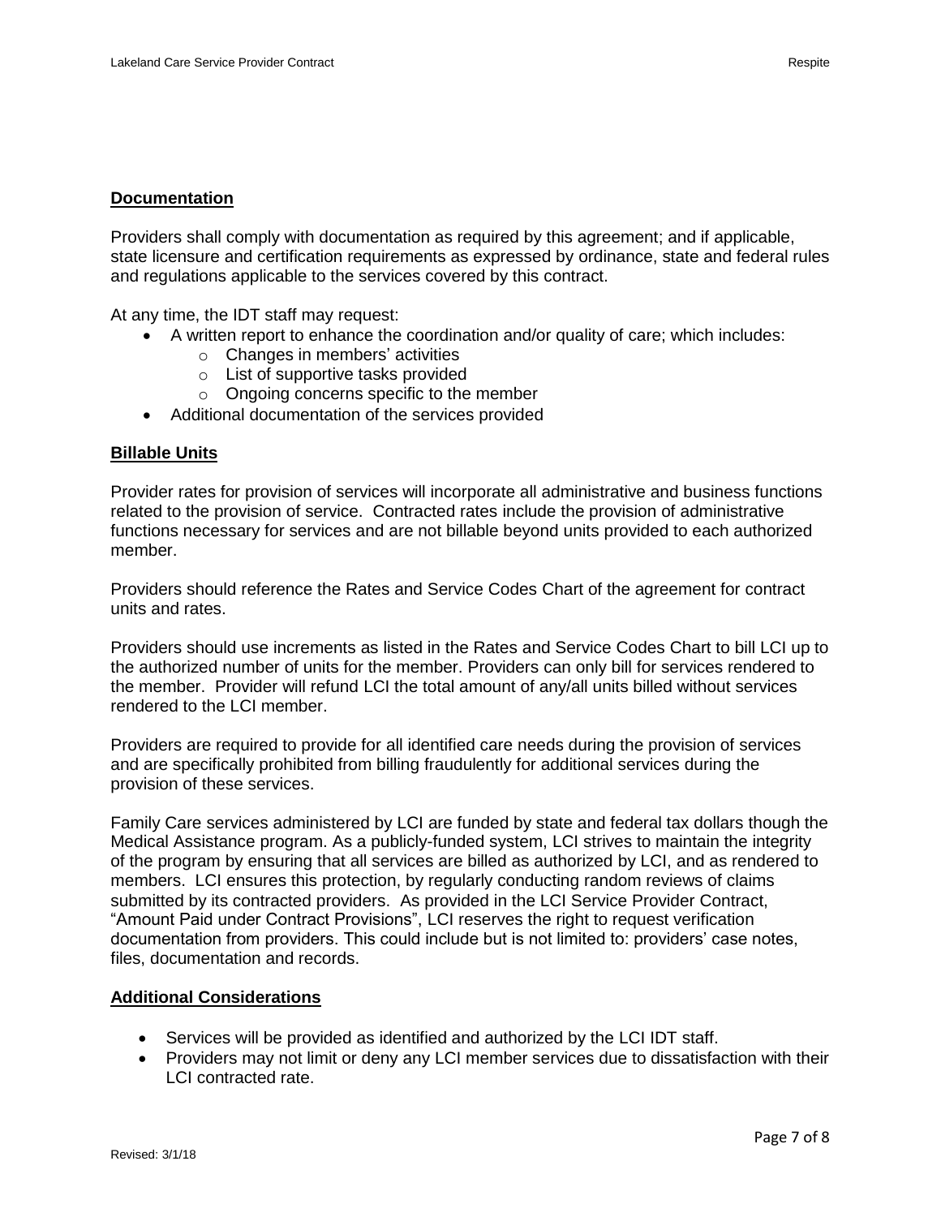**Documentation**

Providers shall comply with documentation as required by this agreement; and if applicable, state licensure and certification requirements as expressed by ordinance, state and federal rules and regulations applicable to the services covered by this contract.

At any time, the IDT staff may request:

- A written report to enhance the coordination and/or quality of care; which includes:
  - Changes in members' activities
  - List of supportive tasks provided
  - Ongoing concerns specific to the member
- Additional documentation of the services provided

**Billable Units**

Provider rates for provision of services will incorporate all administrative and business functions related to the provision of service. Contracted rates include the provision of administrative functions necessary for services and are not billable beyond units provided to each authorized member.

Providers should reference the Rates and Service Codes Chart of the agreement for contract units and rates.

Providers should use increments as listed in the Rates and Service Codes Chart to bill LCI up to the authorized number of units for the member. Providers can only bill for services rendered to the member. Provider will refund LCI the total amount of any/all units billed without services rendered to the LCI member.

Providers are required to provide for all identified care needs during the provision of services and are specifically prohibited from billing fraudulently for additional services during the provision of these services.

Family Care services administered by LCI are funded by state and federal tax dollars though the Medical Assistance program. As a publicly-funded system, LCI strives to maintain the integrity of the program by ensuring that all services are billed as authorized by LCI, and as rendered to members. LCI ensures this protection, by regularly conducting random reviews of claims submitted by its contracted providers. As provided in the LCI Service Provider Contract, "Amount Paid under Contract Provisions", LCI reserves the right to request verification documentation from providers. This could include but is not limited to: providers' case notes, files, documentation and records.

**Additional Considerations**

- Services will be provided as identified and authorized by the LCI IDT staff.
- Providers may not limit or deny any LCI member services due to dissatisfaction with their LCI contracted rate.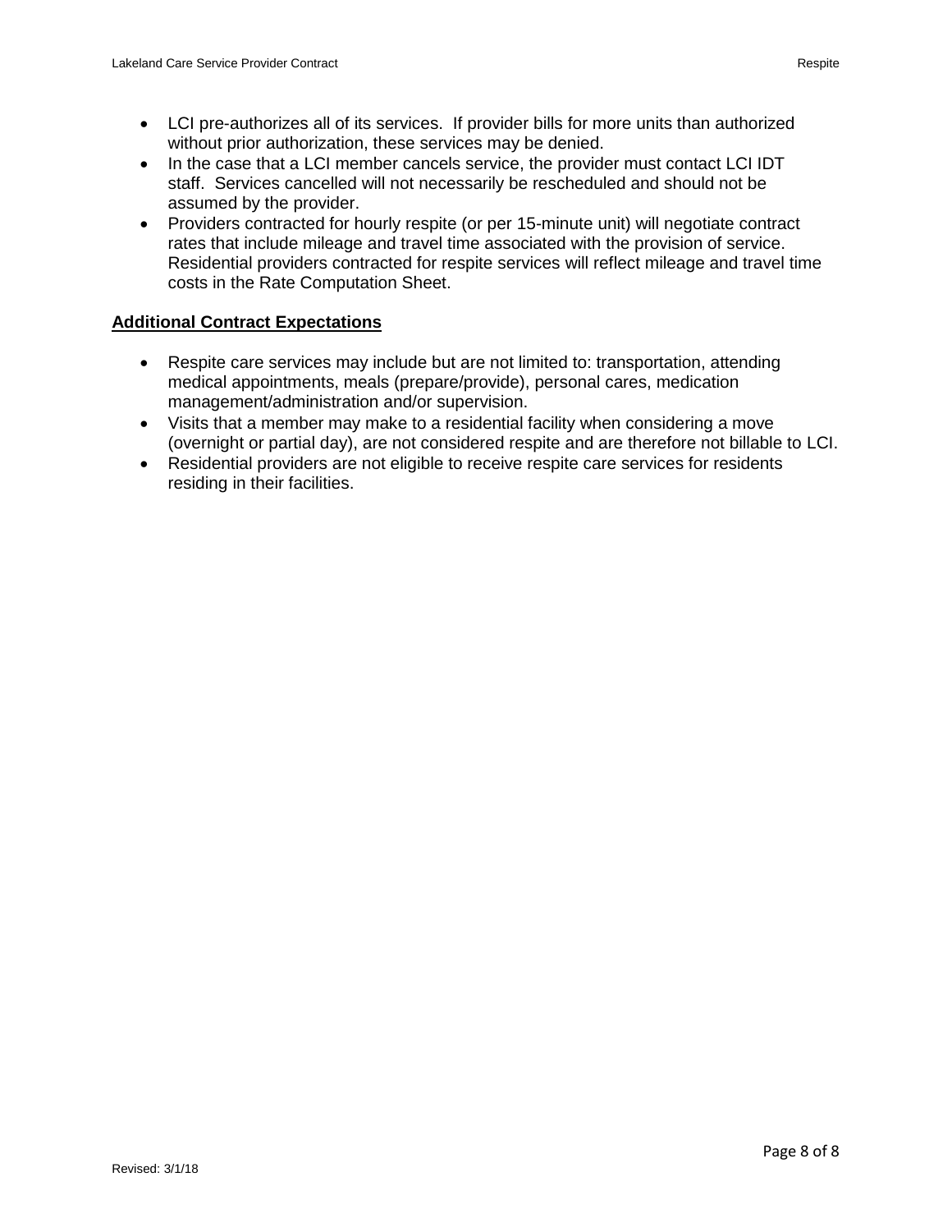- LCI pre-authorizes all of its services. If provider bills for more units than authorized without prior authorization, these services may be denied.
- In the case that a LCI member cancels service, the provider must contact LCI IDT staff. Services cancelled will not necessarily be rescheduled and should not be assumed by the provider.
- Providers contracted for hourly respite (or per 15-minute unit) will negotiate contract rates that include mileage and travel time associated with the provision of service. Residential providers contracted for respite services will reflect mileage and travel time costs in the Rate Computation Sheet.

**Additional Contract Expectations**

- Respite care services may include but are not limited to: transportation, attending medical appointments, meals (prepare/provide), personal cares, medication management/administration and/or supervision.
- Visits that a member may make to a residential facility when considering a move (overnight or partial day), are not considered respite and are therefore not billable to LCI.
- Residential providers are not eligible to receive respite care services for residents residing in their facilities.